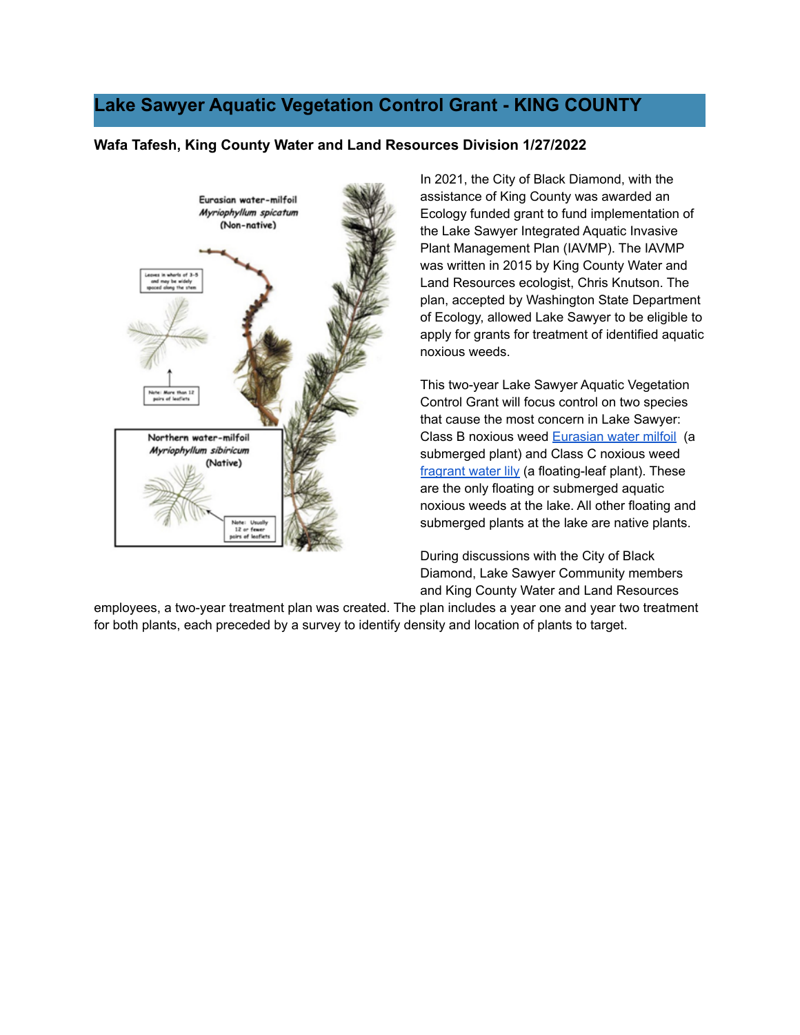# Lake Sawyer Aquatic Vegetation Control Grant - KING COUNTY

**Wafa Tafesh, King County Water and Land Resources Division 1/27/2022**

In 2021, the City of Black Diamond, with the assistance of King County was awarded an Ecology funded grant to fund implementation of the Lake Sawyer Integrated Aquatic Invasive Plant Management Plan (IAVMP). The IAVMP was written in 2015 by King County Water and Land Resources ecologist, Chris Knutson. The plan, accepted by Washington State Department of Ecology, allowed Lake Sawyer to be eligible to apply for grants for treatment of identified aquatic noxious weeds.

This two-year Lake Sawyer Aquatic Vegetation Control Grant will focus control on two species that cause the most concern in Lake Sawyer: Class B noxious weed Eurasian water milfoil (a submerged plant) and Class C noxious weed fragrant water lily (a floating-leaf plant). These are the only floating or submerged aquatic noxious weeds at the lake. All other floating and submerged plants at the lake are native plants.

During discussions with the City of Black Diamond, Lake Sawyer Community members and King County Water and Land Resources employees, a two-year treatment plan was created. The plan includes a year one and year two treatment for both plants, each preceded by a survey to identify density and location of plants to target.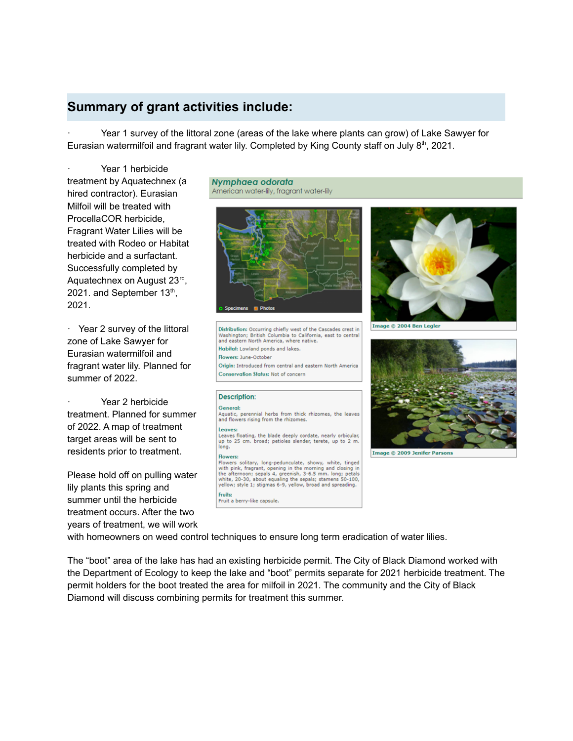## Summary of grant activities include:

- Year 1 survey of the littoral zone (areas of the lake where plants can grow) of Lake Sawyer for Eurasian watermilfoil and fragrant water lily. Completed by King County staff on July 8th, 2021.

- Year 1 herbicide treatment by Aquatechnex (a hired contractor). Eurasian Milfoil will be treated with ProcellaCOR herbicide, Fragrant Water Lilies will be treated with Rodeo or Habitat herbicide and a surfactant. Successfully completed by Aquatechnex on August 23rd, 2021. and September 13th, 2021.

- Year 2 survey of the littoral zone of Lake Sawyer for Eurasian watermilfoil and fragrant water lily. Planned for summer of 2022.

- Year 2 herbicide treatment. Planned for summer of 2022. A map of treatment target areas will be sent to residents prior to treatment.

***Nymphaea odorata***
American water-lily, fragrant water-lily

Specimens Photos

Image © 2004 Ben Legler

**Distribution:** Occurring chiefly west of the Cascades crest in Washington; British Columbia to California, east to central and eastern North America, where native.

**Habitat:** Lowland ponds and lakes.

**Flowers:** June-October

**Origin:** Introduced from central and eastern North America

**Conservation Status:** Not of concern

Image © 2009 Jenifer Parsons

**Description:**

**General:**
Aquatic, perennial herbs from thick rhizomes, the leaves and flowers rising from the rhizomes.

**Leaves:**
Leaves floating, the blade deeply cordate, nearly orbicular, up to 25 cm. broad; petioles slender, terete, up to 2 m. long.

**Flowers:**
Flowers solitary, long-pedunculate, showy, white, tinged with pink, fragrant, opening in the morning and closing in the afternoon; sepals 4, greenish, 3-6.5 mm. long; petals white, 20-30, about equaling the sepals; stamens 50-100, yellow; style 1; stigmas 6-9, yellow, broad and spreading.

**Fruits:**
Fruit a berry-like capsule.

Please hold off on pulling water lily plants this spring and summer until the herbicide treatment occurs. After the two years of treatment, we will work with homeowners on weed control techniques to ensure long term eradication of water lilies.

The "boot" area of the lake has had an existing herbicide permit. The City of Black Diamond worked with the Department of Ecology to keep the lake and "boot" permits separate for 2021 herbicide treatment. The permit holders for the boot treated the area for milfoil in 2021. The community and the City of Black Diamond will discuss combining permits for treatment this summer.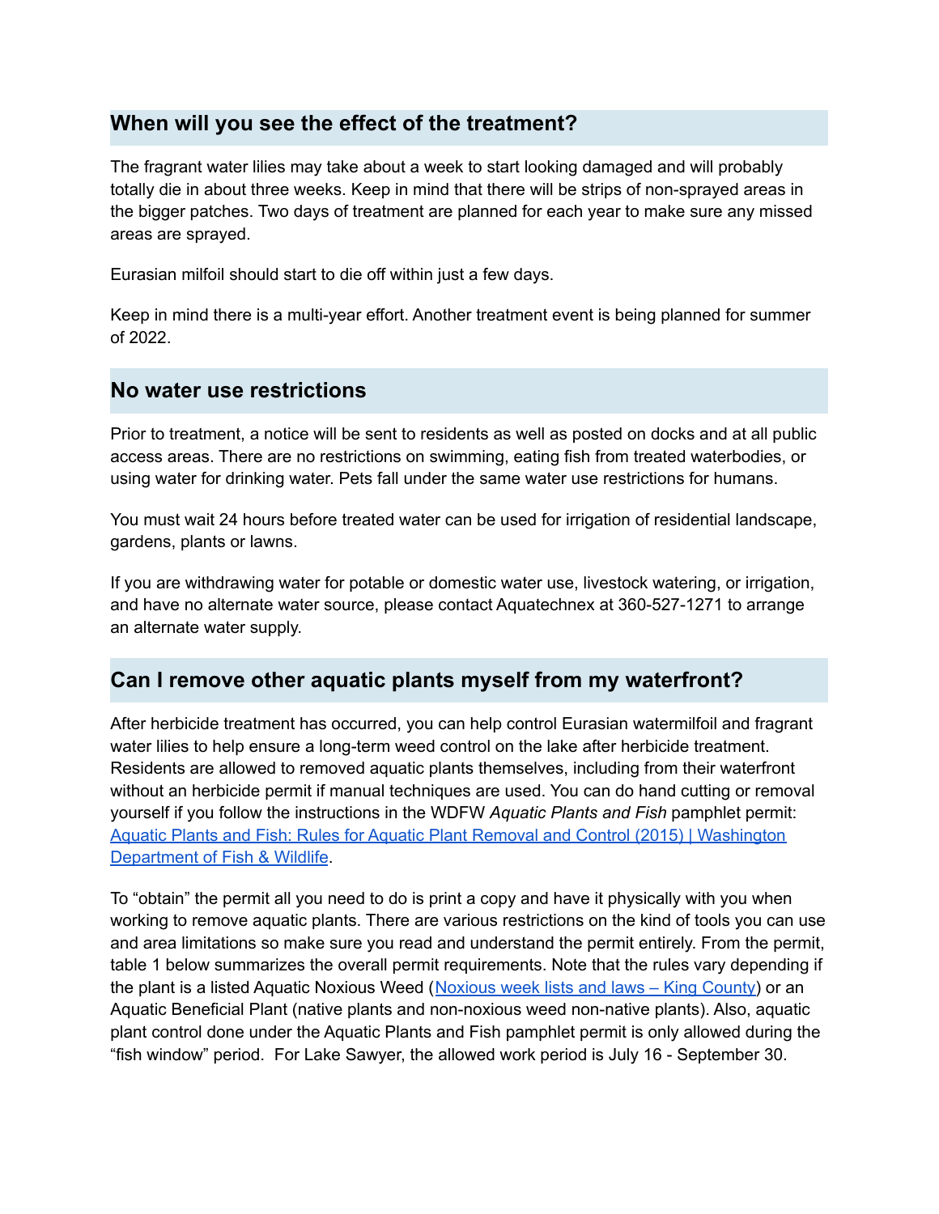## When will you see the effect of the treatment?

The fragrant water lilies may take about a week to start looking damaged and will probably totally die in about three weeks. Keep in mind that there will be strips of non-sprayed areas in the bigger patches. Two days of treatment are planned for each year to make sure any missed areas are sprayed.

Eurasian milfoil should start to die off within just a few days.

Keep in mind there is a multi-year effort. Another treatment event is being planned for summer of 2022.

## No water use restrictions

Prior to treatment, a notice will be sent to residents as well as posted on docks and at all public access areas. There are no restrictions on swimming, eating fish from treated waterbodies, or using water for drinking water. Pets fall under the same water use restrictions for humans.

You must wait 24 hours before treated water can be used for irrigation of residential landscape, gardens, plants or lawns.

If you are withdrawing water for potable or domestic water use, livestock watering, or irrigation, and have no alternate water source, please contact Aquatechnex at 360-527-1271 to arrange an alternate water supply.

## Can I remove other aquatic plants myself from my waterfront?

After herbicide treatment has occurred, you can help control Eurasian watermilfoil and fragrant water lilies to help ensure a long-term weed control on the lake after herbicide treatment. Residents are allowed to removed aquatic plants themselves, including from their waterfront without an herbicide permit if manual techniques are used. You can do hand cutting or removal yourself if you follow the instructions in the WDFW *Aquatic Plants and Fish* pamphlet permit: [Aquatic Plants and Fish: Rules for Aquatic Plant Removal and Control (2015) | Washington Department of Fish & Wildlife]().

To "obtain" the permit all you need to do is print a copy and have it physically with you when working to remove aquatic plants. There are various restrictions on the kind of tools you can use and area limitations so make sure you read and understand the permit entirely. From the permit, table 1 below summarizes the overall permit requirements. Note that the rules vary depending if the plant is a listed Aquatic Noxious Weed ([Noxious week lists and laws – King County]()) or an Aquatic Beneficial Plant (native plants and non-noxious weed non-native plants). Also, aquatic plant control done under the Aquatic Plants and Fish pamphlet permit is only allowed during the "fish window" period. For Lake Sawyer, the allowed work period is July 16 - September 30.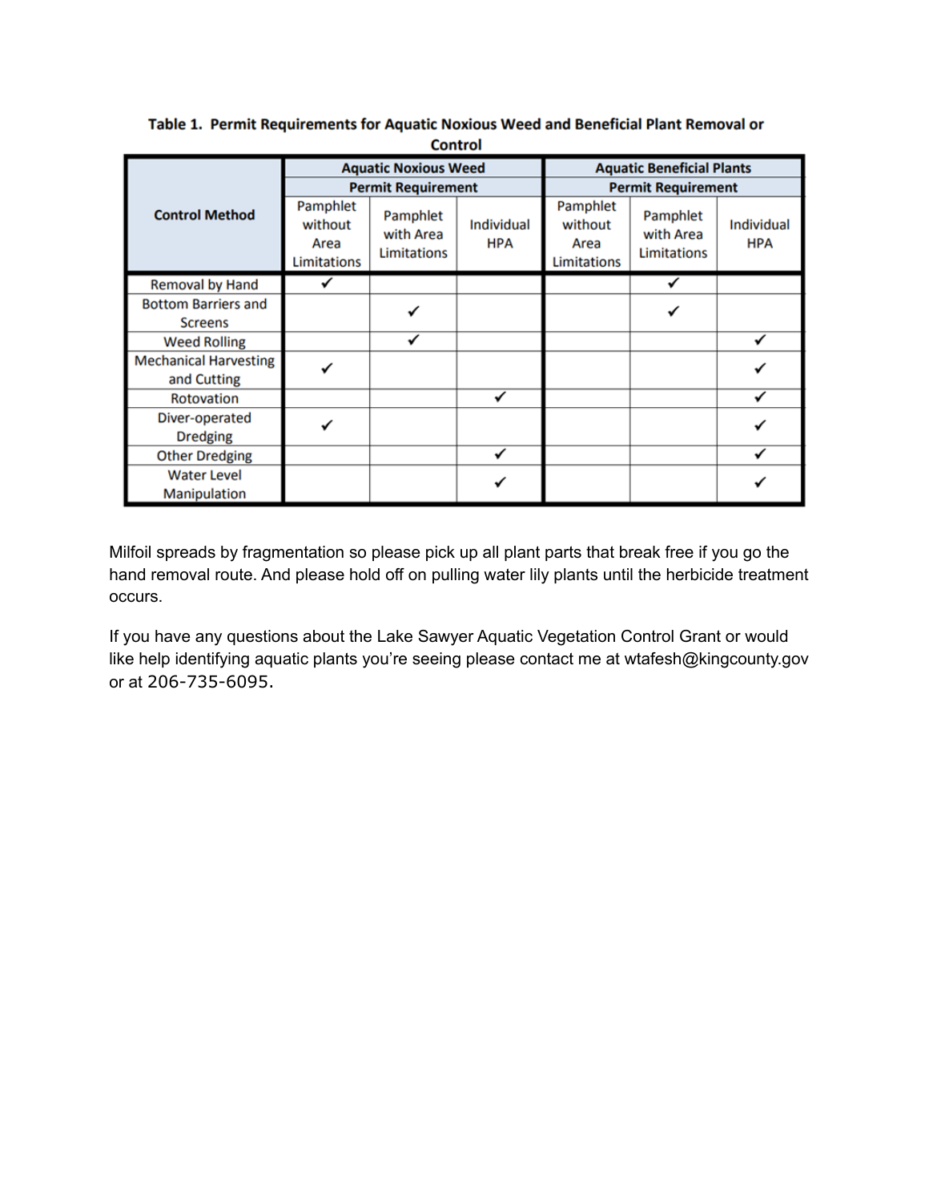**Table 1. Permit Requirements for Aquatic Noxious Weed and Beneficial Plant Removal or Control**

| Control Method | Aquatic Noxious Weed Permit Requirement | | | Aquatic Beneficial Plants Permit Requirement | | |
|---|---|---|---|---|---|---|
| | Pamphlet without Area Limitations | Pamphlet with Area Limitations | Individual HPA | Pamphlet without Area Limitations | Pamphlet with Area Limitations | Individual HPA |
| Removal by Hand | ✓ | | | | ✓ | |
| Bottom Barriers and Screens | | ✓ | | | ✓ | |
| Weed Rolling | | ✓ | | | | ✓ |
| Mechanical Harvesting and Cutting | ✓ | | | | | ✓ |
| Rotovation | | | ✓ | | | ✓ |
| Diver-operated Dredging | ✓ | | | | | ✓ |
| Other Dredging | | | ✓ | | | ✓ |
| Water Level Manipulation | | | ✓ | | | ✓ |

Milfoil spreads by fragmentation so please pick up all plant parts that break free if you go the hand removal route. And please hold off on pulling water lily plants until the herbicide treatment occurs.

If you have any questions about the Lake Sawyer Aquatic Vegetation Control Grant or would like help identifying aquatic plants you're seeing please contact me at wtafesh@kingcounty.gov or at 206-735-6095.